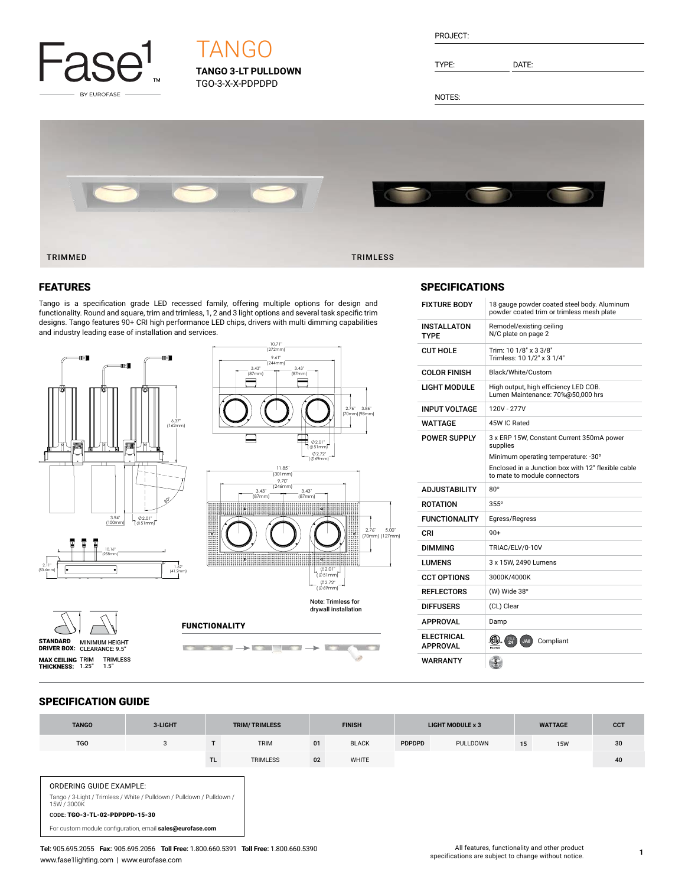Fase1 BY EUROFASE

# TANGO

**TANGO 3-LT PULLDOWN**
TGO-3-X-X-PDPDPD

PROJECT:

TYPE: DATE:

NOTES:

TRIMMED TRIMLESS

## FEATURES

Tango is a specification grade LED recessed family, offering multiple options for design and functionality. Round and square, trim and trimless, 1, 2 and 3 light options and several task specific trim designs. Tango features 90+ CRI high performance LED chips, drivers with multi dimming capabilities and industry leading ease of installation and services.

Note: Trimless for drywall installation

**STANDARD DRIVER BOX:** MINIMUM HEIGHT CLEARANCE: 9.5"

**MAX CEILING THICKNESS:** TRIM 1.25" TRIMLESS 1.5"

**FUNCTIONALITY**

## SPECIFICATIONS

| | |
|---|---|
| **FIXTURE BODY** | 18 gauge powder coated steel body. Aluminum powder coated trim or trimless mesh plate |
| **INSTALLATON TYPE** | Remodel/existing ceiling N/C plate on page 2 |
| **CUT HOLE** | Trim: 10 1/8" x 3 3/8" Trimless: 10 1/2" x 3 1/4" |
| **COLOR FINISH** | Black/White/Custom |
| **LIGHT MODULE** | High output, high efficiency LED COB. Lumen Maintenance: 70%@50,000 hrs |
| **INPUT VOLTAGE** | 120V - 277V |
| **WATTAGE** | 45W IC Rated |
| **POWER SUPPLY** | 3 x ERP 15W, Constant Current 350mA power supplies<br>Minimum operating temperature: -30°<br>Enclosed in a Junction box with 12" flexible cable to mate to module connectors |
| **ADJUSTABILITY** | 80° |
| **ROTATION** | 355° |
| **FUNCTIONALITY** | Egress/Regress |
| **CRI** | 90+ |
| **DIMMING** | TRIAC/ELV/0-10V |
| **LUMENS** | 3 x 15W, 2490 Lumens |
| **CCT OPTIONS** | 3000K/4000K |
| **REFLECTORS** | (W) Wide 38° |
| **DIFFUSERS** | (CL) Clear |
| **APPROVAL** | Damp |
| **ELECTRICAL APPROVAL** | Compliant |
| **WARRANTY** | |

## SPECIFICATION GUIDE

| TANGO | 3-LIGHT | TRIM/ TRIMLESS | | FINISH | | LIGHT MODULE x 3 | | WATTAGE | | CCT |
|---|---|---|---|---|---|---|---|---|---|---|
| TGO | 3 | T | TRIM | 01 | BLACK | PDPDPD | PULLDOWN | 15 | 15W | 30 |
| | | TL | TRIMLESS | 02 | WHITE | | | | | 40 |

ORDERING GUIDE EXAMPLE:

Tango / 3-Light / Trimless / White / Pulldown / Pulldown / Pulldown / 15W / 3000K

CODE: **TGO-3-TL-02-PDPDPD-15-30**

For custom module configuration, email **sales@eurofase.com**

**Tel:** 905.695.2055 **Fax:** 905.695.2056 **Toll Free:** 1.800.660.5391 **Toll Free:** 1.800.660.5390
www.fase1lighting.com | www.eurofase.com

All features, functionality and other product specifications are subject to change without notice.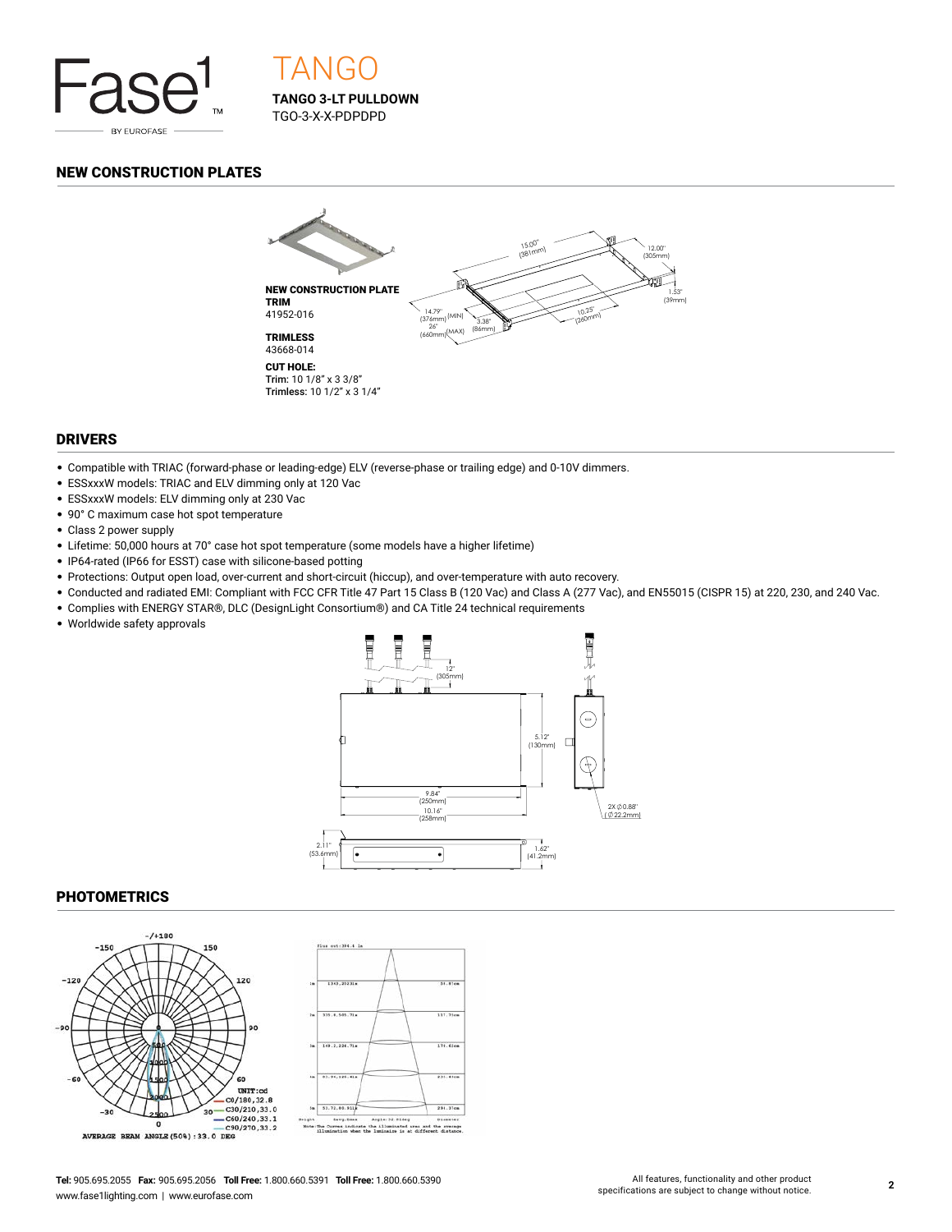Fase1 BY EUROFASE

# TANGO

**TANGO 3-LT PULLDOWN**
TGO-3-X-X-PDPDPD

## NEW CONSTRUCTION PLATES

**NEW CONSTRUCTION PLATE TRIM**
41952-016

**TRIMLESS**
43668-014

**CUT HOLE:**
**Trim:** 10 1/8" x 3 3/8"
**Trimless:** 10 1/2" x 3 1/4"

15.00" (381mm)
12.00" (305mm)
1.53" (39mm)
14.79" (376mm) (MIN)
26" (660mm) (MAX)
3.38" (86mm)
10.25" (260mm)

## DRIVERS

- Compatible with TRIAC (forward-phase or leading-edge) ELV (reverse-phase or trailing edge) and 0-10V dimmers.
- ESSxxxW models: TRIAC and ELV dimming only at 120 Vac
- ESSxxxW models: ELV dimming only at 230 Vac
- 90° C maximum case hot spot temperature
- Class 2 power supply
- Lifetime: 50,000 hours at 70° case hot spot temperature (some models have a higher lifetime)
- IP64-rated (IP66 for ESST) case with silicone-based potting
- Protections: Output open load, over-current and short-circuit (hiccup), and over-temperature with auto recovery.
- Conducted and radiated EMI: Compliant with FCC CFR Title 47 Part 15 Class B (120 Vac) and Class A (277 Vac), and EN55015 (CISPR 15) at 220, 230, and 240 Vac.
- Complies with ENERGY STAR®, DLC (DesignLight Consortium®) and CA Title 24 technical requirements
- Worldwide safety approvals

12" (305mm)
5.12" (130mm)
9.84" (250mm)
10.16" (258mm)
2X ∅0.88" (∅22.2mm)
2.11" (53.6mm)
1.62" (41.2mm)

## PHOTOMETRICS

UNIT:cd
C0/180,32.8
C30/210,33.0
C60/240,33.1
C90/270,33.2
AVERAGE BEAM ANGLE(50%):33.0 DEG

Flux out:394.4 lm
Note:The Curves indicate the illuminated area and the average illumination when the luminaire is at different distance.

**Tel:** 905.695.2055 **Fax:** 905.695.2056 **Toll Free:** 1.800.660.5391 **Toll Free:** 1.800.660.5390
www.fase1lighting.com | www.eurofase.com

All features, functionality and other product specifications are subject to change without notice.